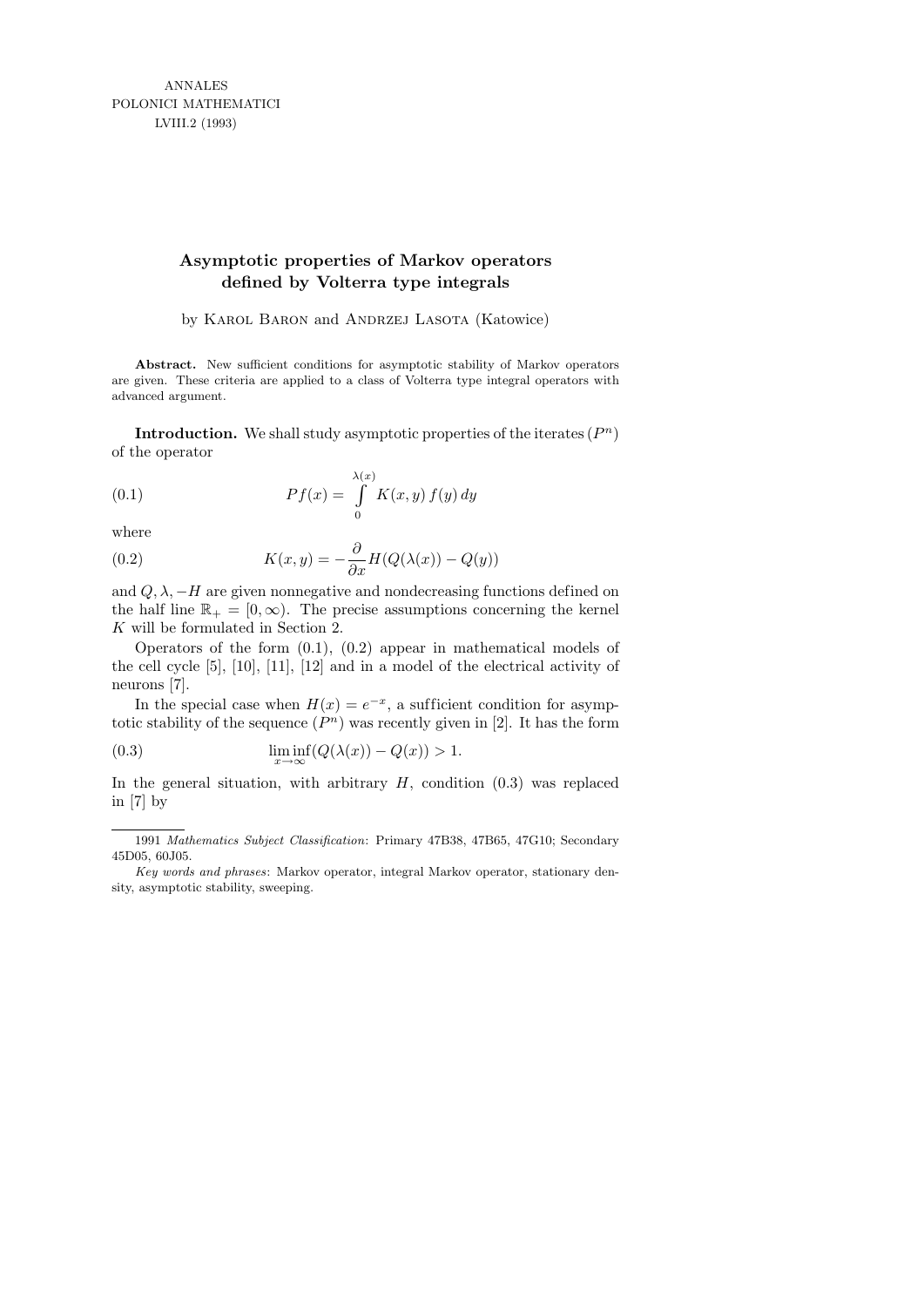ANNALES
POLONICI MATHEMATICI
LVIII.2 (1993)

# Asymptotic properties of Markov operators defined by Volterra type integrals

by Karol Baron and Andrzej Lasota (Katowice)

**Abstract.** New sufficient conditions for asymptotic stability of Markov operators are given. These criteria are applied to a class of Volterra type integral operators with advanced argument.

**Introduction.** We shall study asymptotic properties of the iterates $(P^n)$ of the operator

$$Pf(x) = \int_0^{\lambda(x)} K(x,y)\, f(y)\, dy \tag{0.1}$$

where

$$K(x,y) = -\frac{\partial}{\partial x} H(Q(\lambda(x)) - Q(y)) \tag{0.2}$$

and $Q, \lambda, -H$ are given nonnegative and nondecreasing functions defined on the half line $\mathbb{R}_+ = [0, \infty)$. The precise assumptions concerning the kernel $K$ will be formulated in Section 2.

Operators of the form (0.1), (0.2) appear in mathematical models of the cell cycle [5], [10], [11], [12] and in a model of the electrical activity of neurons [7].

In the special case when $H(x) = e^{-x}$, a sufficient condition for asymptotic stability of the sequence $(P^n)$ was recently given in [2]. It has the form

$$\liminf_{x\to\infty} (Q(\lambda(x)) - Q(x)) > 1. \tag{0.3}$$

In the general situation, with arbitrary $H$, condition (0.3) was replaced in [7] by

---

1991 *Mathematics Subject Classification*: Primary 47B38, 47B65, 47G10; Secondary 45D05, 60J05.

*Key words and phrases*: Markov operator, integral Markov operator, stationary density, asymptotic stability, sweeping.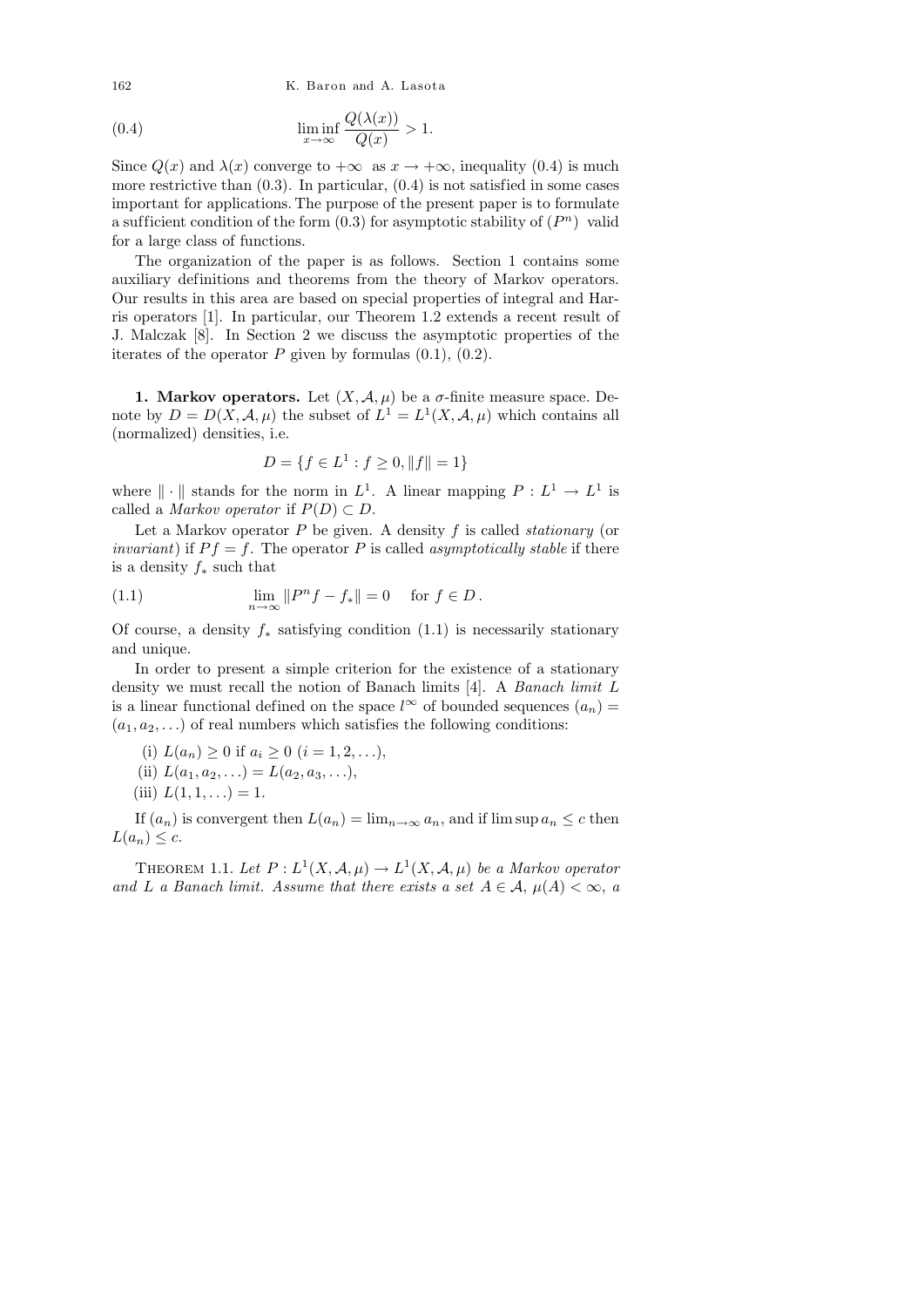$$\liminf_{x\to\infty} \frac{Q(\lambda(x))}{Q(x)} > 1. \tag{0.4}$$

Since $Q(x)$ and $\lambda(x)$ converge to $+\infty$ as $x \to +\infty$, inequality (0.4) is much more restrictive than (0.3). In particular, (0.4) is not satisfied in some cases important for applications. The purpose of the present paper is to formulate a sufficient condition of the form (0.3) for asymptotic stability of $(P^n)$ valid for a large class of functions.

The organization of the paper is as follows. Section 1 contains some auxiliary definitions and theorems from the theory of Markov operators. Our results in this area are based on special properties of integral and Harris operators [1]. In particular, our Theorem 1.2 extends a recent result of J. Malczak [8]. In Section 2 we discuss the asymptotic properties of the iterates of the operator $P$ given by formulas (0.1), (0.2).

**1. Markov operators.** Let $(X, \mathcal{A}, \mu)$ be a $\sigma$-finite measure space. Denote by $D = D(X, \mathcal{A}, \mu)$ the subset of $L^1 = L^1(X, \mathcal{A}, \mu)$ which contains all (normalized) densities, i.e.

$$D = \{f \in L^1 : f \geq 0, \|f\| = 1\}$$

where $\|\cdot\|$ stands for the norm in $L^1$. A linear mapping $P : L^1 \to L^1$ is called a *Markov operator* if $P(D) \subset D$.

Let a Markov operator $P$ be given. A density $f$ is called *stationary* (or *invariant*) if $Pf = f$. The operator $P$ is called *asymptotically stable* if there is a density $f_*$ such that

$$\lim_{n\to\infty} \|P^n f - f_*\| = 0 \quad \text{for } f \in D. \tag{1.1}$$

Of course, a density $f_*$ satisfying condition (1.1) is necessarily stationary and unique.

In order to present a simple criterion for the existence of a stationary density we must recall the notion of Banach limits [4]. A *Banach limit* $L$ is a linear functional defined on the space $l^\infty$ of bounded sequences $(a_n) = (a_1, a_2, \ldots)$ of real numbers which satisfies the following conditions:

(i) $L(a_n) \geq 0$ if $a_i \geq 0$ $(i = 1, 2, \ldots)$,

(ii) $L(a_1, a_2, \ldots) = L(a_2, a_3, \ldots)$,

(iii) $L(1, 1, \ldots) = 1$.

If $(a_n)$ is convergent then $L(a_n) = \lim_{n\to\infty} a_n$, and if $\limsup a_n \leq c$ then $L(a_n) \leq c$.

THEOREM 1.1. *Let $P : L^1(X, \mathcal{A}, \mu) \to L^1(X, \mathcal{A}, \mu)$ be a Markov operator and $L$ a Banach limit. Assume that there exists a set $A \in \mathcal{A}$, $\mu(A) < \infty$, a*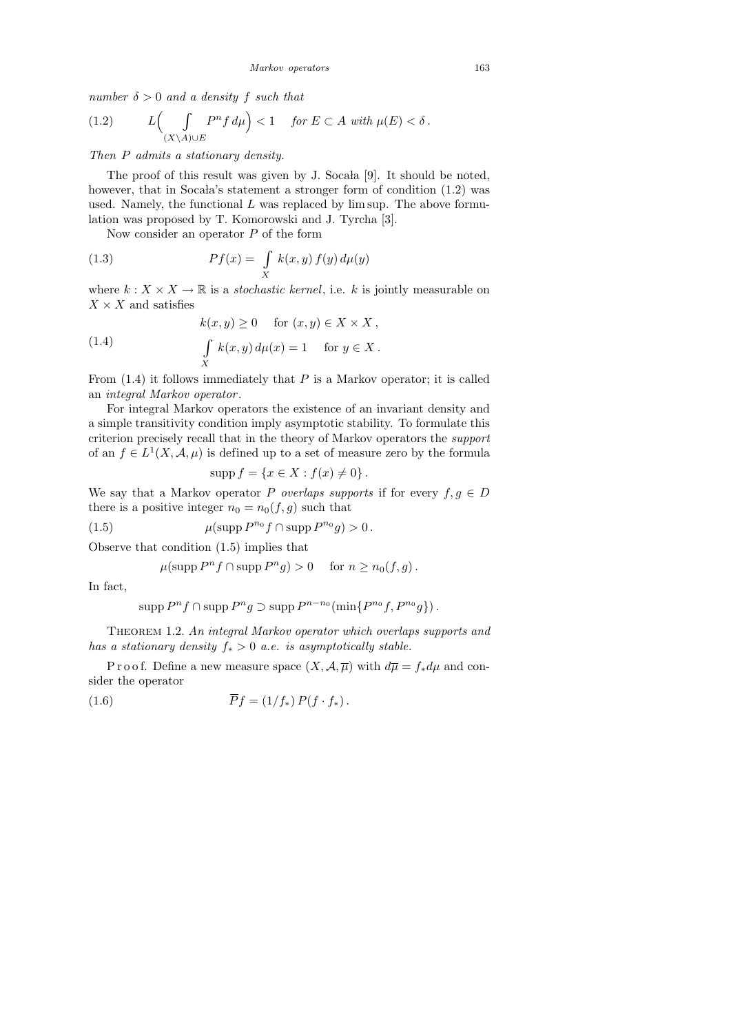*number* $\delta > 0$ *and a density* $f$ *such that*

$$L\Big(\int\limits_{(X\setminus A)\cup E} P^n f\, d\mu\Big) < 1 \quad \text{for } E \subset A \text{ with } \mu(E) < \delta\,. \tag{1.2}$$

*Then* $P$ *admits a stationary density.*

The proof of this result was given by J. Socała [9]. It should be noted, however, that in Socała's statement a stronger form of condition (1.2) was used. Namely, the functional $L$ was replaced by lim sup. The above formulation was proposed by T. Komorowski and J. Tyrcha [3].

Now consider an operator $P$ of the form

$$Pf(x) = \int\limits_X k(x,y)\, f(y)\, d\mu(y) \tag{1.3}$$

where $k : X \times X \to \mathbb{R}$ is a *stochastic kernel*, i.e. $k$ is jointly measurable on $X \times X$ and satisfies

$$\begin{gathered} k(x,y) \ge 0 \quad \text{for } (x,y) \in X \times X\,, \\ \int\limits_X k(x,y)\, d\mu(x) = 1 \quad \text{for } y \in X\,. \end{gathered} \tag{1.4}$$

From (1.4) it follows immediately that $P$ is a Markov operator; it is called an *integral Markov operator*.

For integral Markov operators the existence of an invariant density and a simple transitivity condition imply asymptotic stability. To formulate this criterion precisely recall that in the theory of Markov operators the *support* of an $f \in L^1(X, \mathcal{A}, \mu)$ is defined up to a set of measure zero by the formula

$$\operatorname{supp} f = \{x \in X : f(x) \neq 0\}\,.$$

We say that a Markov operator $P$ *overlaps supports* if for every $f, g \in D$ there is a positive integer $n_0 = n_0(f,g)$ such that

$$\mu(\operatorname{supp} P^{n_0} f \cap \operatorname{supp} P^{n_0} g) > 0\,. \tag{1.5}$$

Observe that condition (1.5) implies that

$$\mu(\operatorname{supp} P^n f \cap \operatorname{supp} P^n g) > 0 \quad \text{for } n \ge n_0(f,g)\,.$$

In fact,

$$\operatorname{supp} P^n f \cap \operatorname{supp} P^n g \supset \operatorname{supp} P^{n-n_0}(\min\{P^{n_0} f, P^{n_0} g\})\,.$$

THEOREM 1.2. *An integral Markov operator which overlaps supports and has a stationary density* $f_* > 0$ *a.e. is asymptotically stable.*

P r o o f. Define a new measure space $(X, \mathcal{A}, \overline{\mu})$ with $d\overline{\mu} = f_* d\mu$ and consider the operator

$$\overline{P} f = (1/f_*)\, P(f \cdot f_*)\,. \tag{1.6}$$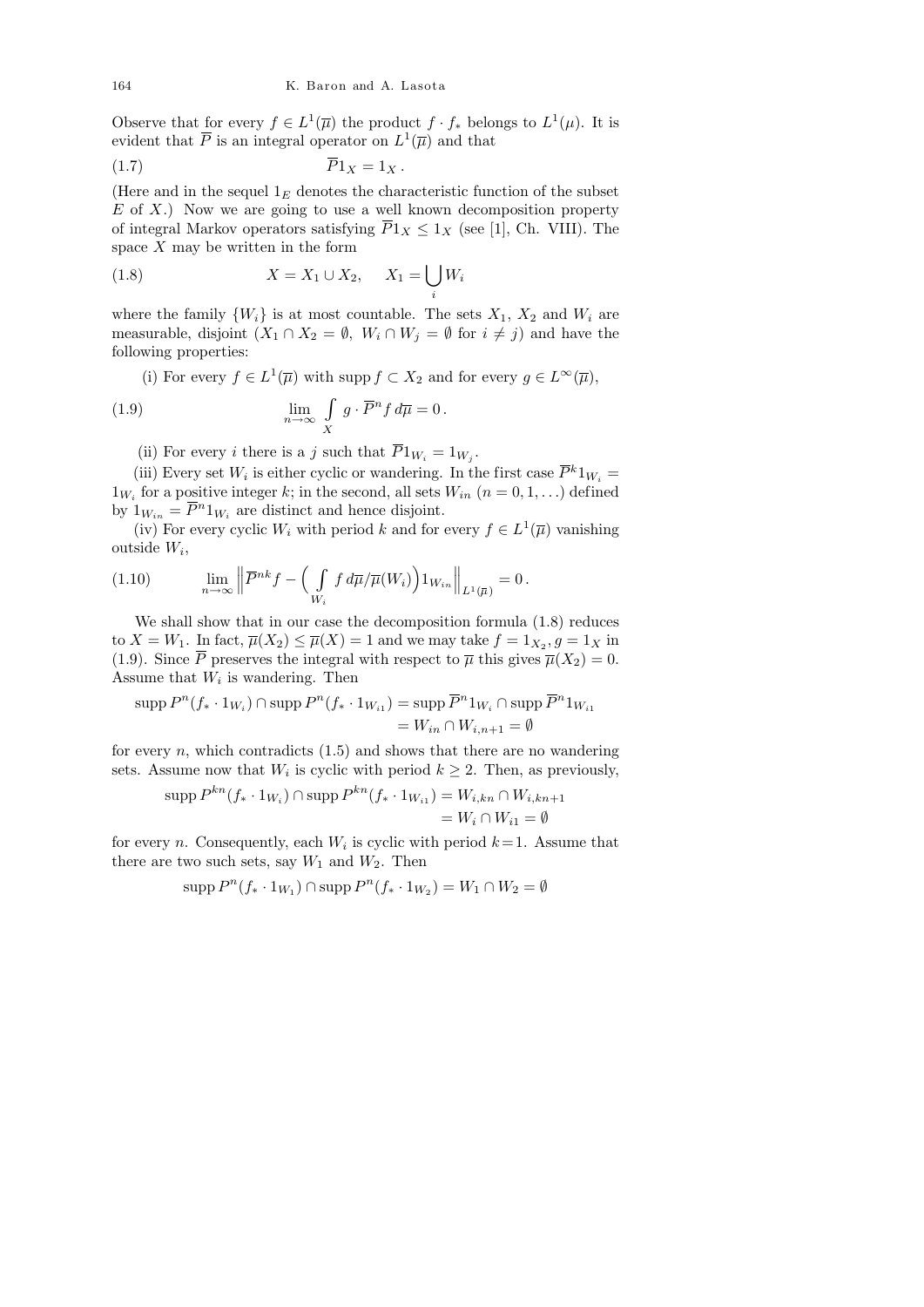Observe that for every $f \in L^1(\overline{\mu})$ the product $f \cdot f_*$ belongs to $L^1(\mu)$. It is evident that $\overline{P}$ is an integral operator on $L^1(\overline{\mu})$ and that

$$\overline{P}1_X = 1_X\,. \tag{1.7}$$

(Here and in the sequel $1_E$ denotes the characteristic function of the subset $E$ of $X$.) Now we are going to use a well known decomposition property of integral Markov operators satisfying $\overline{P}1_X \le 1_X$ (see [1], Ch. VIII). The space $X$ may be written in the form

$$X = X_1 \cup X_2, \qquad X_1 = \bigcup_i W_i \tag{1.8}$$

where the family $\{W_i\}$ is at most countable. The sets $X_1$, $X_2$ and $W_i$ are measurable, disjoint ($X_1 \cap X_2 = \emptyset$, $W_i \cap W_j = \emptyset$ for $i \ne j$) and have the following properties:

(i) For every $f \in L^1(\overline{\mu})$ with $\operatorname{supp} f \subset X_2$ and for every $g \in L^\infty(\overline{\mu})$,

$$\lim_{n\to\infty} \int_X g \cdot \overline{P}^n f \, d\overline{\mu} = 0\,. \tag{1.9}$$

(ii) For every $i$ there is a $j$ such that $\overline{P}1_{W_i} = 1_{W_j}$.

(iii) Every set $W_i$ is either cyclic or wandering. In the first case $\overline{P}^k 1_{W_i} = 1_{W_i}$ for a positive integer $k$; in the second, all sets $W_{in}$ ($n = 0, 1, \ldots$) defined by $1_{W_{in}} = \overline{P}^n 1_{W_i}$ are distinct and hence disjoint.

(iv) For every cyclic $W_i$ with period $k$ and for every $f \in L^1(\overline{\mu})$ vanishing outside $W_i$,

$$\lim_{n\to\infty} \Big\| \overline{P}^{nk} f - \Big( \int_{W_i} f \, d\overline{\mu}/\overline{\mu}(W_i) \Big) 1_{W_{in}} \Big\|_{L^1(\overline{\mu})} = 0\,. \tag{1.10}$$

We shall show that in our case the decomposition formula (1.8) reduces to $X = W_1$. In fact, $\overline{\mu}(X_2) \le \overline{\mu}(X) = 1$ and we may take $f = 1_{X_2}, g = 1_X$ in (1.9). Since $\overline{P}$ preserves the integral with respect to $\overline{\mu}$ this gives $\overline{\mu}(X_2) = 0$. Assume that $W_i$ is wandering. Then

$$\begin{aligned} \operatorname{supp} P^n(f_* \cdot 1_{W_i}) \cap \operatorname{supp} P^n(f_* \cdot 1_{W_{i1}}) &= \operatorname{supp} \overline{P}^n 1_{W_i} \cap \operatorname{supp} \overline{P}^n 1_{W_{i1}} \\ &= W_{in} \cap W_{i,n+1} = \emptyset \end{aligned}$$

for every $n$, which contradicts (1.5) and shows that there are no wandering sets. Assume now that $W_i$ is cyclic with period $k \ge 2$. Then, as previously,

$$\begin{aligned} \operatorname{supp} P^{kn}(f_* \cdot 1_{W_i}) \cap \operatorname{supp} P^{kn}(f_* \cdot 1_{W_{i1}}) &= W_{i,kn} \cap W_{i,kn+1} \\ &= W_i \cap W_{i1} = \emptyset \end{aligned}$$

for every $n$. Consequently, each $W_i$ is cyclic with period $k = 1$. Assume that there are two such sets, say $W_1$ and $W_2$. Then

$$\operatorname{supp} P^n(f_* \cdot 1_{W_1}) \cap \operatorname{supp} P^n(f_* \cdot 1_{W_2}) = W_1 \cap W_2 = \emptyset$$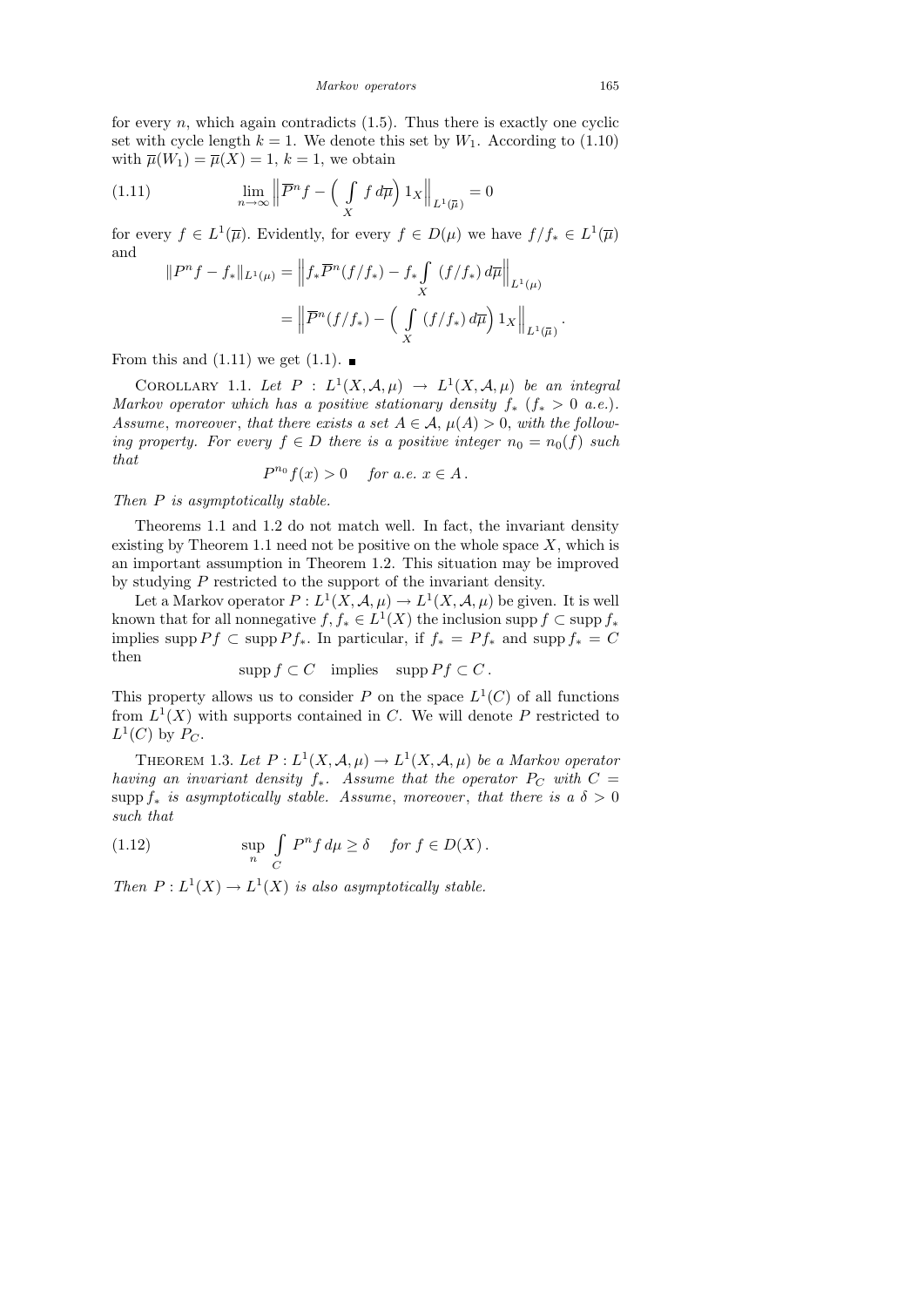for every $n$, which again contradicts (1.5). Thus there is exactly one cyclic set with cycle length $k = 1$. We denote this set by $W_1$. According to (1.10) with $\overline{\mu}(W_1) = \overline{\mu}(X) = 1$, $k = 1$, we obtain

$$\lim_{n\to\infty} \Big\| \overline{P}^n f - \Big( \int_X f \, d\overline{\mu} \Big) 1_X \Big\|_{L^1(\overline{\mu})} = 0 \tag{1.11}$$

for every $f \in L^1(\overline{\mu})$. Evidently, for every $f \in D(\mu)$ we have $f/f_* \in L^1(\overline{\mu})$ and

$$\begin{aligned}
\|P^n f - f_*\|_{L^1(\mu)} &= \Big\| f_* \overline{P}^n (f/f_*) - f_* \int_X (f/f_*) \, d\overline{\mu} \Big\|_{L^1(\mu)} \\
&= \Big\| \overline{P}^n (f/f_*) - \Big( \int_X (f/f_*) \, d\overline{\mu} \Big) 1_X \Big\|_{L^1(\overline{\mu})} .
\end{aligned}$$

From this and (1.11) we get (1.1). ∎

Corollary 1.1. *Let $P : L^1(X, \mathcal{A}, \mu) \to L^1(X, \mathcal{A}, \mu)$ be an integral Markov operator which has a positive stationary density $f_*$ ($f_* > 0$ a.e.). Assume, moreover, that there exists a set $A \in \mathcal{A}$, $\mu(A) > 0$, with the following property. For every $f \in D$ there is a positive integer $n_0 = n_0(f)$ such that*

$$P^{n_0} f(x) > 0 \quad \text{for a.e. } x \in A .$$

*Then $P$ is asymptotically stable.*

Theorems 1.1 and 1.2 do not match well. In fact, the invariant density existing by Theorem 1.1 need not be positive on the whole space $X$, which is an important assumption in Theorem 1.2. This situation may be improved by studying $P$ restricted to the support of the invariant density.

Let a Markov operator $P : L^1(X, \mathcal{A}, \mu) \to L^1(X, \mathcal{A}, \mu)$ be given. It is well known that for all nonnegative $f, f_* \in L^1(X)$ the inclusion $\operatorname{supp} f \subset \operatorname{supp} f_*$ implies $\operatorname{supp} Pf \subset \operatorname{supp} Pf_*$. In particular, if $f_* = Pf_*$ and $\operatorname{supp} f_* = C$ then

$$\operatorname{supp} f \subset C \quad \text{implies} \quad \operatorname{supp} Pf \subset C .$$

This property allows us to consider $P$ on the space $L^1(C)$ of all functions from $L^1(X)$ with supports contained in $C$. We will denote $P$ restricted to $L^1(C)$ by $P_C$.

Theorem 1.3. *Let $P : L^1(X, \mathcal{A}, \mu) \to L^1(X, \mathcal{A}, \mu)$ be a Markov operator having an invariant density $f_*$. Assume that the operator $P_C$ with $C = \operatorname{supp} f_*$ is asymptotically stable. Assume, moreover, that there is a $\delta > 0$ such that*

$$\sup_n \int_C P^n f \, d\mu \geq \delta \quad \text{for } f \in D(X) . \tag{1.12}$$

*Then $P : L^1(X) \to L^1(X)$ is also asymptotically stable.*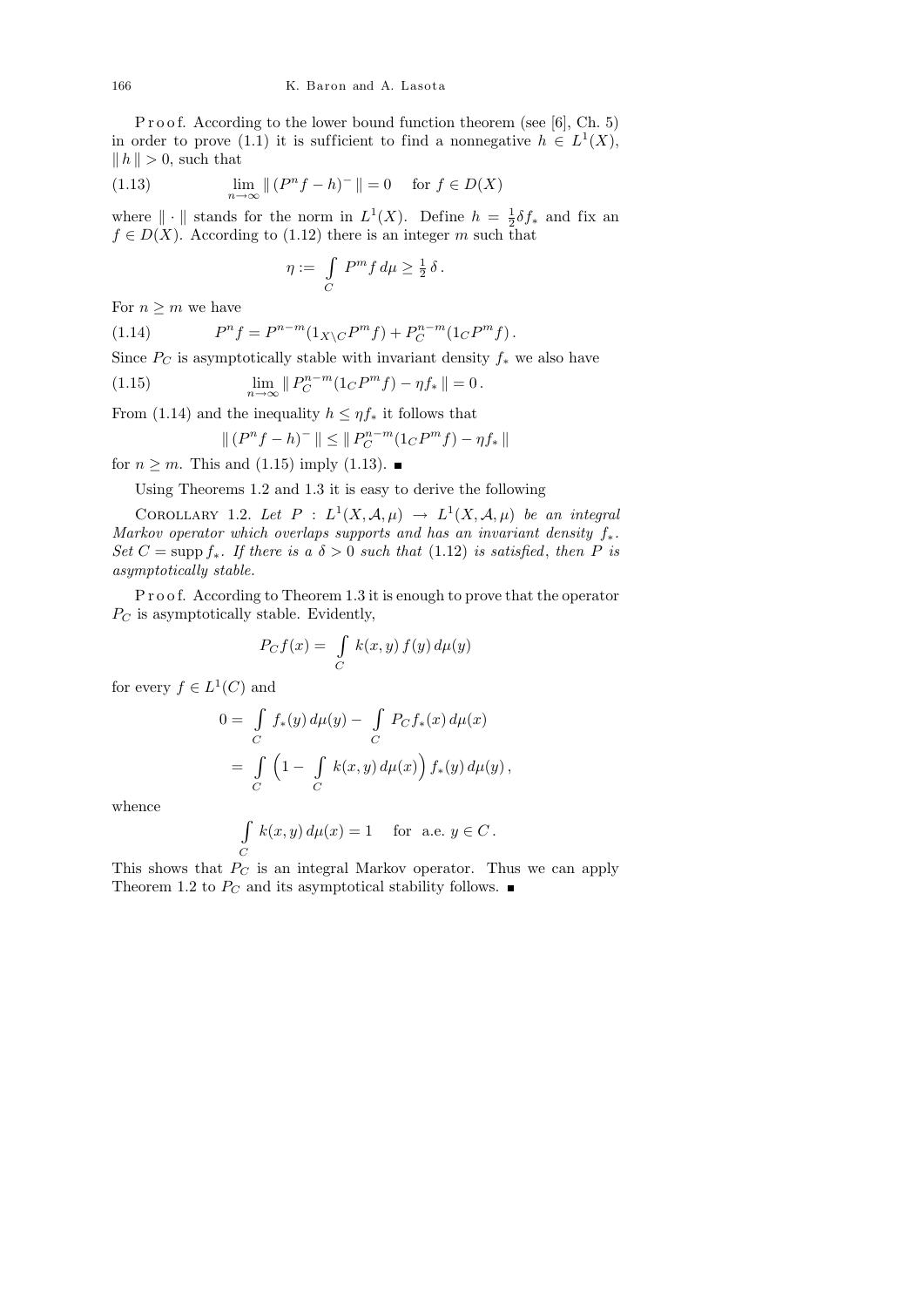P r o o f. According to the lower bound function theorem (see [6], Ch. 5) in order to prove (1.1) it is sufficient to find a nonnegative $h \in L^1(X)$, $\| h \| > 0$, such that

$$\lim_{n\to\infty} \| (P^n f - h)^- \| = 0 \quad \text{for } f \in D(X) \tag{1.13}$$

where $\| \cdot \|$ stands for the norm in $L^1(X)$. Define $h = \frac{1}{2}\delta f_*$ and fix an $f \in D(X)$. According to (1.12) there is an integer $m$ such that

$$\eta := \int_C P^m f \, d\mu \geq \tfrac{1}{2}\,\delta \,.$$

For $n \geq m$ we have

$$P^n f = P^{n-m}(1_{X\setminus C} P^m f) + P_C^{n-m}(1_C P^m f)\,. \tag{1.14}$$

Since $P_C$ is asymptotically stable with invariant density $f_*$ we also have

$$\lim_{n\to\infty} \| P_C^{n-m}(1_C P^m f) - \eta f_* \| = 0\,. \tag{1.15}$$

From (1.14) and the inequality $h \leq \eta f_*$ it follows that

$$\| (P^n f - h)^- \| \leq \| P_C^{n-m}(1_C P^m f) - \eta f_* \|$$

for $n \geq m$. This and (1.15) imply (1.13). ∎

Using Theorems 1.2 and 1.3 it is easy to derive the following

COROLLARY 1.2. *Let $P : L^1(X, \mathcal{A}, \mu) \to L^1(X, \mathcal{A}, \mu)$ be an integral Markov operator which overlaps supports and has an invariant density $f_*$. Set $C = \operatorname{supp} f_*$. If there is a $\delta > 0$ such that* (1.12) *is satisfied, then $P$ is asymptotically stable.*

P r o o f. According to Theorem 1.3 it is enough to prove that the operator $P_C$ is asymptotically stable. Evidently,

$$P_C f(x) = \int_C k(x,y)\, f(y)\, d\mu(y)$$

for every $f \in L^1(C)$ and

$$\begin{aligned} 0 &= \int_C f_*(y)\, d\mu(y) - \int_C P_C f_*(x)\, d\mu(x) \\ &= \int_C \Big(1 - \int_C k(x,y)\, d\mu(x)\Big) f_*(y)\, d\mu(y)\,, \end{aligned}$$

whence

$$\int_C k(x,y)\, d\mu(x) = 1 \quad \text{for a.e. } y \in C\,.$$

This shows that $P_C$ is an integral Markov operator. Thus we can apply Theorem 1.2 to $P_C$ and its asymptotical stability follows. ∎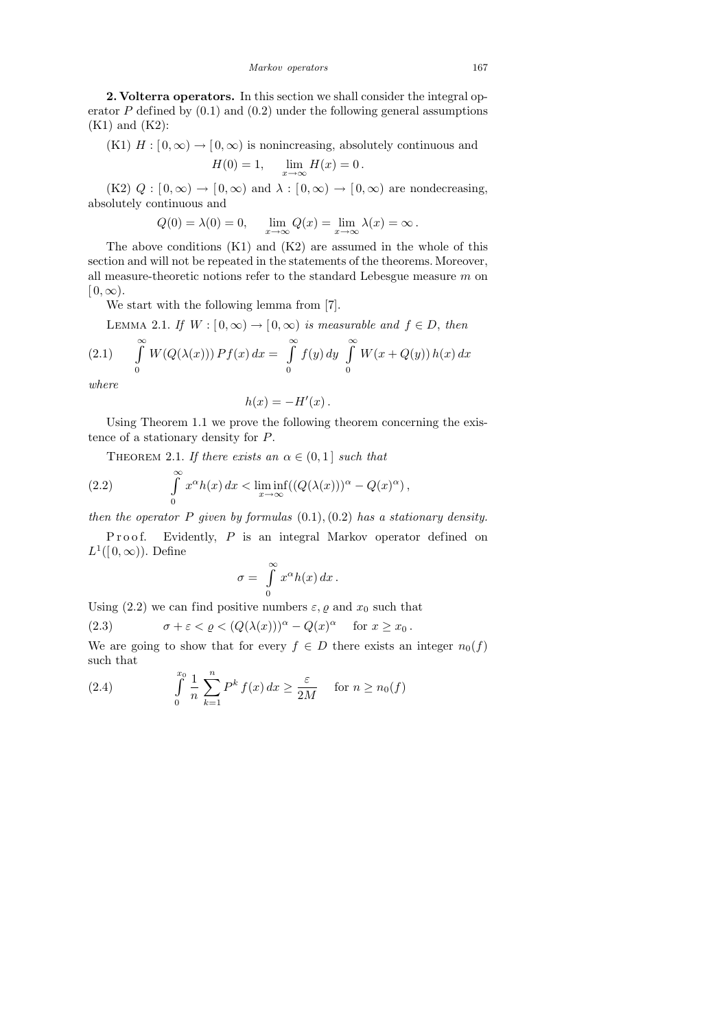**2. Volterra operators.** In this section we shall consider the integral operator $P$ defined by (0.1) and (0.2) under the following general assumptions (K1) and (K2):

(K1) $H : [0, \infty) \to [0, \infty)$ is nonincreasing, absolutely continuous and

$$H(0) = 1, \quad \lim_{x\to\infty} H(x) = 0 .$$

(K2) $Q : [0, \infty) \to [0, \infty)$ and $\lambda : [0, \infty) \to [0, \infty)$ are nondecreasing, absolutely continuous and

$$Q(0) = \lambda(0) = 0, \quad \lim_{x\to\infty} Q(x) = \lim_{x\to\infty} \lambda(x) = \infty .$$

The above conditions (K1) and (K2) are assumed in the whole of this section and will not be repeated in the statements of the theorems. Moreover, all measure-theoretic notions refer to the standard Lebesgue measure $m$ on $[0, \infty)$.

We start with the following lemma from [7].

Lemma 2.1. *If $W : [0, \infty) \to [0, \infty)$ is measurable and $f \in D$, then*

$$\int_0^\infty W(Q(\lambda(x)))\, Pf(x)\, dx = \int_0^\infty f(y)\, dy \int_0^\infty W(x + Q(y))\, h(x)\, dx \tag{2.1}$$

*where*

$$h(x) = -H'(x) .$$

Using Theorem 1.1 we prove the following theorem concerning the existence of a stationary density for $P$.

Theorem 2.1. *If there exists an $\alpha \in (0, 1]$ such that*

$$\int_0^\infty x^\alpha h(x)\, dx < \liminf_{x\to\infty} ((Q(\lambda(x)))^\alpha - Q(x)^\alpha) , \tag{2.2}$$

*then the operator $P$ given by formulas* (0.1), (0.2) *has a stationary density.*

Proof. Evidently, $P$ is an integral Markov operator defined on $L^1([0, \infty))$. Define

$$\sigma = \int_0^\infty x^\alpha h(x)\, dx .$$

Using (2.2) we can find positive numbers $\varepsilon$, $\varrho$ and $x_0$ such that

$$\sigma + \varepsilon < \varrho < (Q(\lambda(x)))^\alpha - Q(x)^\alpha \quad \text{for } x \geq x_0 . \tag{2.3}$$

We are going to show that for every $f \in D$ there exists an integer $n_0(f)$ such that

$$\int_0^{x_0} \frac{1}{n} \sum_{k=1}^{n} P^k f(x)\, dx \geq \frac{\varepsilon}{2M} \quad \text{for } n \geq n_0(f) \tag{2.4}$$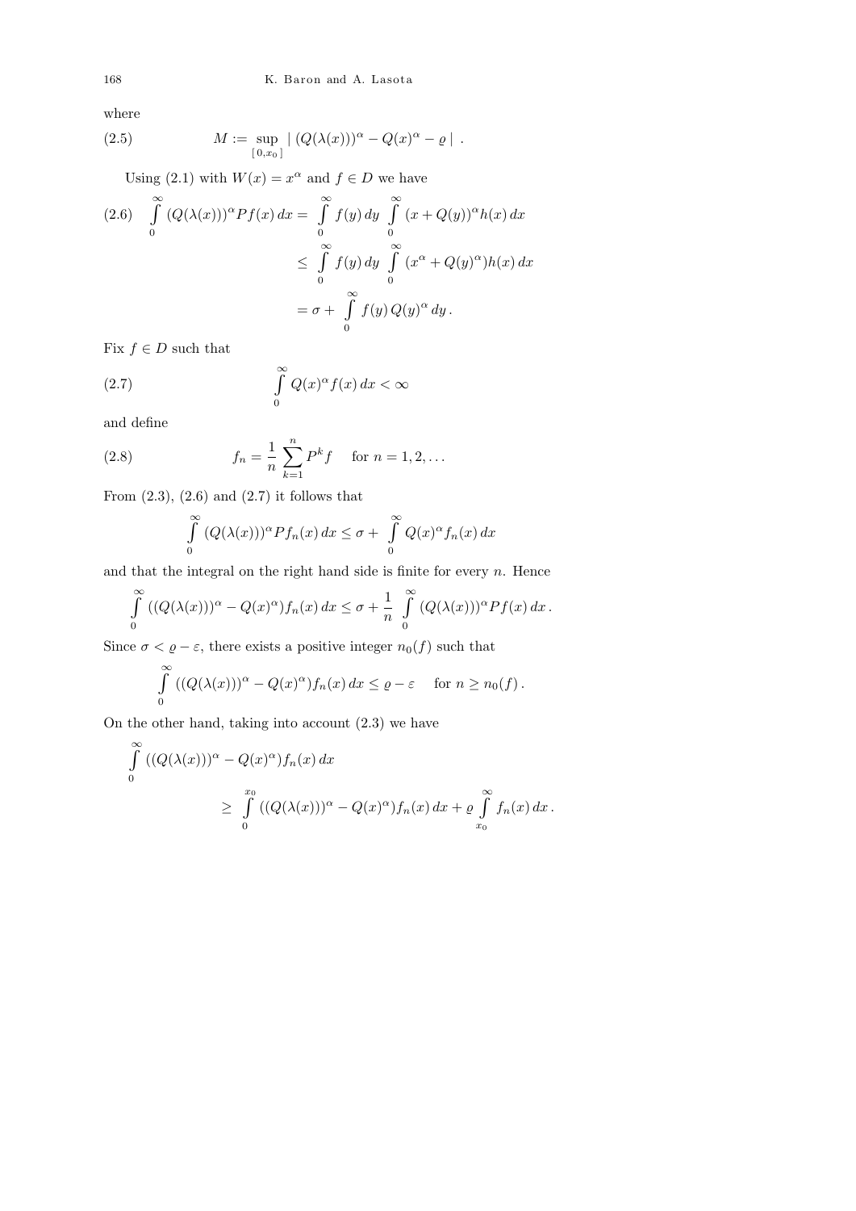where

$$M := \sup_{[0,x_0]} |\,(Q(\lambda(x)))^\alpha - Q(x)^\alpha - \varrho\,| \,. \tag{2.5}$$

Using (2.1) with $W(x) = x^\alpha$ and $f \in D$ we have

$$\begin{aligned}
\int_0^\infty (Q(\lambda(x)))^\alpha Pf(x)\,dx &= \int_0^\infty f(y)\,dy \int_0^\infty (x + Q(y))^\alpha h(x)\,dx \\
&\le \int_0^\infty f(y)\,dy \int_0^\infty (x^\alpha + Q(y)^\alpha) h(x)\,dx \\
&= \sigma + \int_0^\infty f(y)\,Q(y)^\alpha\,dy\,.
\end{aligned} \tag{2.6}$$

Fix $f \in D$ such that

$$\int_0^\infty Q(x)^\alpha f(x)\,dx < \infty \tag{2.7}$$

and define

$$f_n = \frac{1}{n}\sum_{k=1}^n P^k f \quad \text{ for } n = 1, 2, \ldots \tag{2.8}$$

From (2.3), (2.6) and (2.7) it follows that

$$\int_0^\infty (Q(\lambda(x)))^\alpha Pf_n(x)\,dx \le \sigma + \int_0^\infty Q(x)^\alpha f_n(x)\,dx$$

and that the integral on the right hand side is finite for every $n$. Hence

$$\int_0^\infty ((Q(\lambda(x)))^\alpha - Q(x)^\alpha) f_n(x)\,dx \le \sigma + \frac{1}{n}\int_0^\infty (Q(\lambda(x)))^\alpha Pf(x)\,dx\,.$$

Since $\sigma < \varrho - \varepsilon$, there exists a positive integer $n_0(f)$ such that

$$\int_0^\infty ((Q(\lambda(x)))^\alpha - Q(x)^\alpha) f_n(x)\,dx \le \varrho - \varepsilon \quad \text{ for } n \ge n_0(f)\,.$$

On the other hand, taking into account (2.3) we have

$$\begin{aligned}
&\int_0^\infty ((Q(\lambda(x)))^\alpha - Q(x)^\alpha) f_n(x)\,dx \\
&\qquad \ge \int_0^{x_0} ((Q(\lambda(x)))^\alpha - Q(x)^\alpha) f_n(x)\,dx + \varrho \int_{x_0}^\infty f_n(x)\,dx\,.
\end{aligned}$$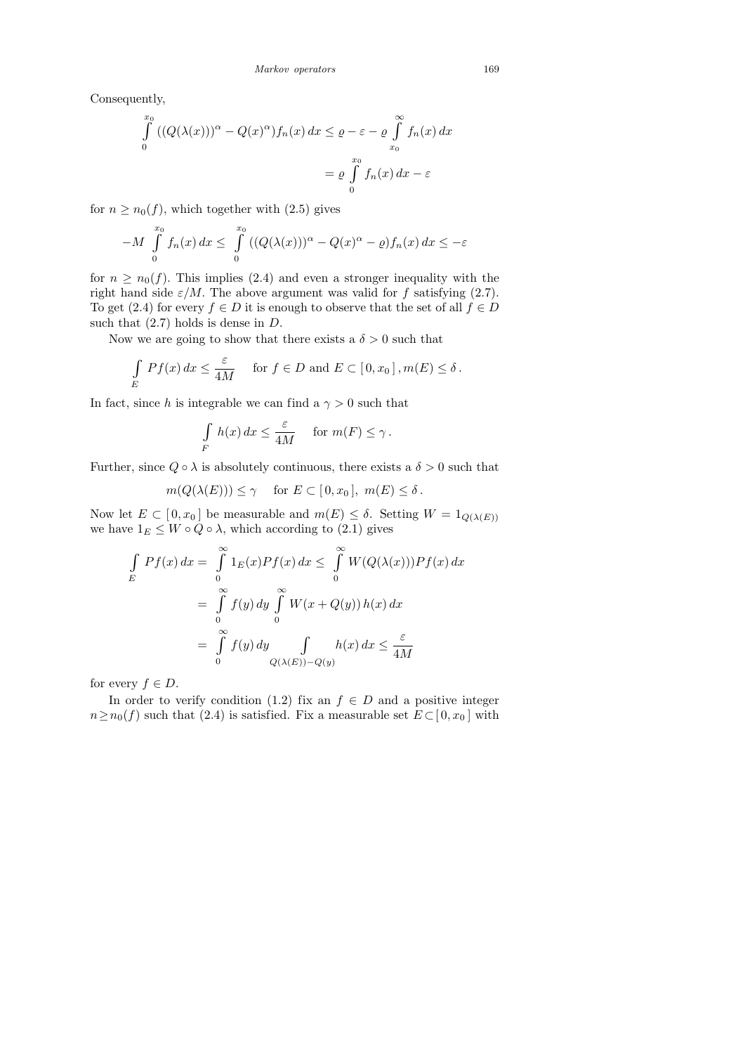Consequently,

$$\int_0^{x_0} ((Q(\lambda(x)))^\alpha - Q(x)^\alpha) f_n(x)\,dx \le \varrho - \varepsilon - \varrho \int_{x_0}^{\infty} f_n(x)\,dx$$

$$= \varrho \int_0^{x_0} f_n(x)\,dx - \varepsilon$$

for $n \ge n_0(f)$, which together with (2.5) gives

$$-M \int_0^{x_0} f_n(x)\,dx \le \int_0^{x_0} ((Q(\lambda(x)))^\alpha - Q(x)^\alpha - \varrho) f_n(x)\,dx \le -\varepsilon$$

for $n \ge n_0(f)$. This implies (2.4) and even a stronger inequality with the right hand side $\varepsilon/M$. The above argument was valid for $f$ satisfying (2.7). To get (2.4) for every $f \in D$ it is enough to observe that the set of all $f \in D$ such that (2.7) holds is dense in $D$.

Now we are going to show that there exists a $\delta > 0$ such that

$$\int_E Pf(x)\,dx \le \frac{\varepsilon}{4M} \quad \text{for } f \in D \text{ and } E \subset [\,0, x_0\,], m(E) \le \delta\,.$$

In fact, since $h$ is integrable we can find a $\gamma > 0$ such that

$$\int_F h(x)\,dx \le \frac{\varepsilon}{4M} \quad \text{for } m(F) \le \gamma\,.$$

Further, since $Q \circ \lambda$ is absolutely continuous, there exists a $\delta > 0$ such that

$$m(Q(\lambda(E))) \le \gamma \quad \text{for } E \subset [\,0, x_0\,],\ m(E) \le \delta\,.$$

Now let $E \subset [\,0, x_0\,]$ be measurable and $m(E) \le \delta$. Setting $W = 1_{Q(\lambda(E))}$ we have $1_E \le W \circ Q \circ \lambda$, which according to (2.1) gives

$$\begin{aligned}
\int_E Pf(x)\,dx &= \int_0^\infty 1_E(x) Pf(x)\,dx \le \int_0^\infty W(Q(\lambda(x))) Pf(x)\,dx \\
&= \int_0^\infty f(y)\,dy \int_0^\infty W(x + Q(y))\,h(x)\,dx \\
&= \int_0^\infty f(y)\,dy \int_{Q(\lambda(E)) - Q(y)} h(x)\,dx \le \frac{\varepsilon}{4M}
\end{aligned}$$

for every $f \in D$.

In order to verify condition (1.2) fix an $f \in D$ and a positive integer $n \ge n_0(f)$ such that (2.4) is satisfied. Fix a measurable set $E \subset [\,0, x_0\,]$ with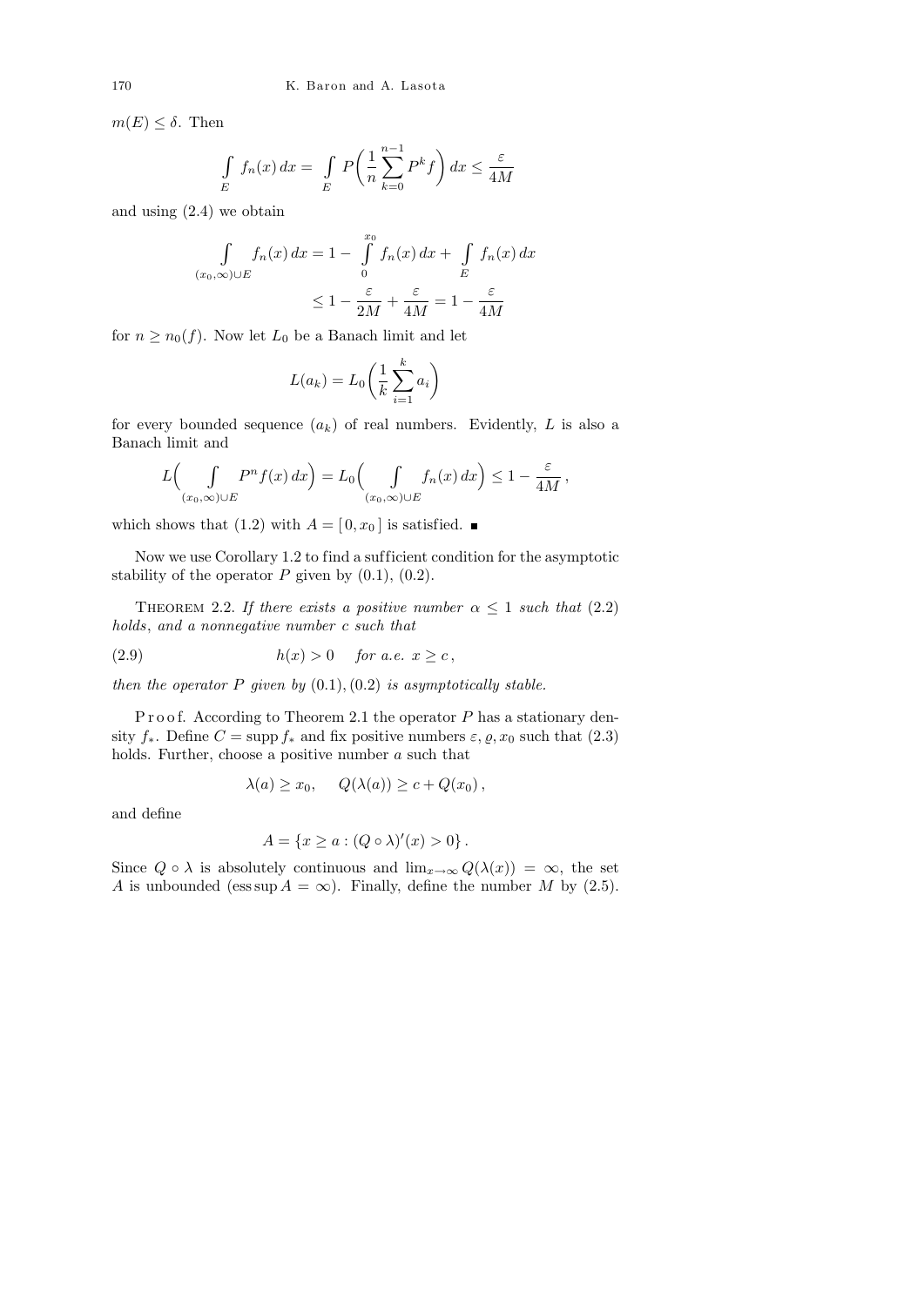$m(E) \le \delta$. Then

$$\int_E f_n(x)\,dx = \int_E P\Big(\frac{1}{n}\sum_{k=0}^{n-1} P^k f\Big)\,dx \le \frac{\varepsilon}{4M}$$

and using (2.4) we obtain

$$\int_{(x_0,\infty)\cup E} f_n(x)\,dx = 1 - \int_0^{x_0} f_n(x)\,dx + \int_E f_n(x)\,dx$$
$$\le 1 - \frac{\varepsilon}{2M} + \frac{\varepsilon}{4M} = 1 - \frac{\varepsilon}{4M}$$

for $n \ge n_0(f)$. Now let $L_0$ be a Banach limit and let

$$L(a_k) = L_0\Big(\frac{1}{k}\sum_{i=1}^{k} a_i\Big)$$

for every bounded sequence $(a_k)$ of real numbers. Evidently, $L$ is also a Banach limit and

$$L\Big(\int_{(x_0,\infty)\cup E} P^n f(x)\,dx\Big) = L_0\Big(\int_{(x_0,\infty)\cup E} f_n(x)\,dx\Big) \le 1 - \frac{\varepsilon}{4M}\,,$$

which shows that (1.2) with $A = [\,0, x_0\,]$ is satisfied. ■

Now we use Corollary 1.2 to find a sufficient condition for the asymptotic stability of the operator $P$ given by (0.1), (0.2).

Theorem 2.2. *If there exists a positive number $\alpha \le 1$ such that* (2.2) *holds*, *and a nonnegative number $c$ such that*

$$h(x) > 0 \quad \text{for a.e. } x \ge c\,, \tag{2.9}$$

*then the operator $P$ given by* (0.1), (0.2) *is asymptotically stable.*

Proof. According to Theorem 2.1 the operator $P$ has a stationary density $f_*$. Define $C = \operatorname{supp} f_*$ and fix positive numbers $\varepsilon, \varrho, x_0$ such that (2.3) holds. Further, choose a positive number $a$ such that

$$\lambda(a) \ge x_0, \quad Q(\lambda(a)) \ge c + Q(x_0)\,,$$

and define

$$A = \{x \ge a : (Q \circ \lambda)'(x) > 0\}\,.$$

Since $Q \circ \lambda$ is absolutely continuous and $\lim_{x\to\infty} Q(\lambda(x)) = \infty$, the set $A$ is unbounded ($\operatorname{ess\,sup} A = \infty$). Finally, define the number $M$ by (2.5).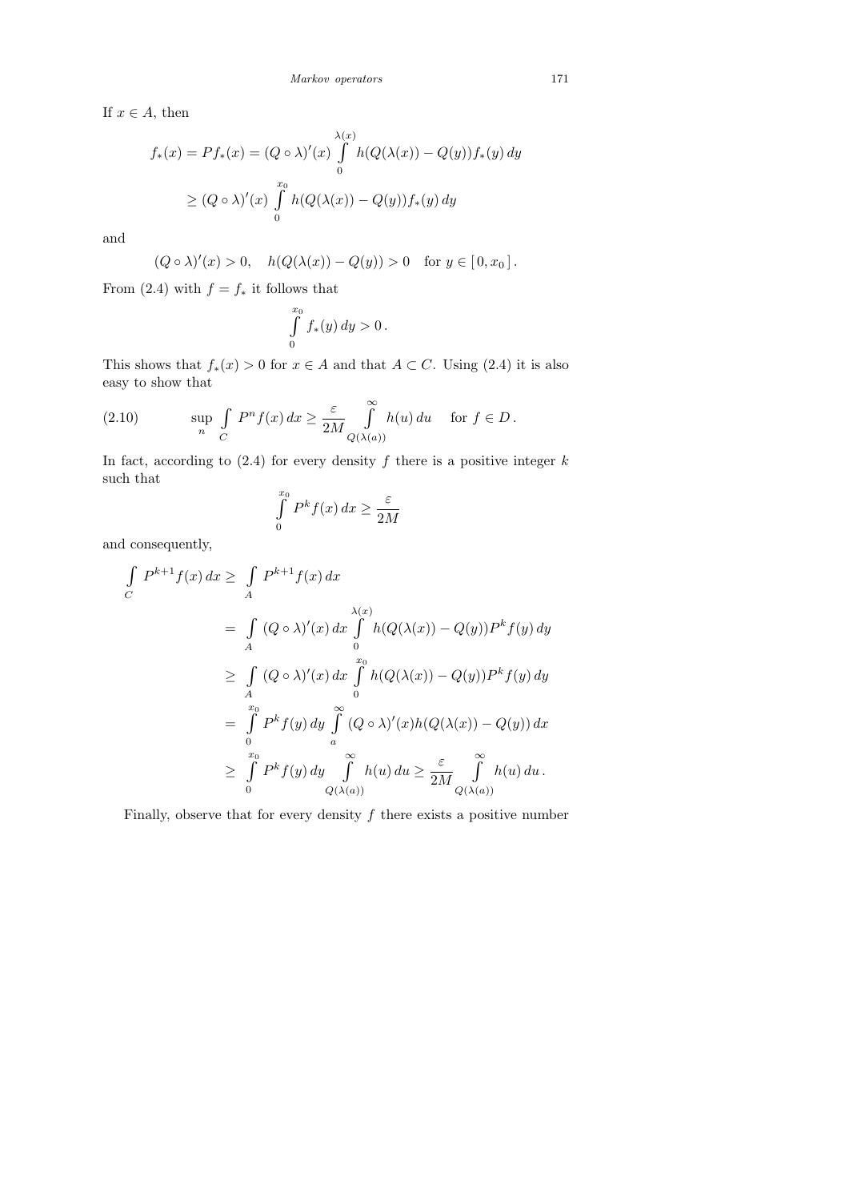If $x \in A$, then

$$
\begin{aligned}
f_*(x) = Pf_*(x) &= (Q \circ \lambda)'(x) \int\limits_0^{\lambda(x)} h(Q(\lambda(x)) - Q(y)) f_*(y)\,dy \\
&\geq (Q \circ \lambda)'(x) \int\limits_0^{x_0} h(Q(\lambda(x)) - Q(y)) f_*(y)\,dy
\end{aligned}
$$

and

$$
(Q \circ \lambda)'(x) > 0, \quad h(Q(\lambda(x)) - Q(y)) > 0 \quad \text{for } y \in [\,0, x_0\,].
$$

From (2.4) with $f = f_*$ it follows that

$$
\int\limits_0^{x_0} f_*(y)\,dy > 0\,.
$$

This shows that $f_*(x) > 0$ for $x \in A$ and that $A \subset C$. Using (2.4) it is also easy to show that

$$
\sup_n \int\limits_C P^n f(x)\,dx \geq \frac{\varepsilon}{2M} \int\limits_{Q(\lambda(a))}^{\infty} h(u)\,du \quad \text{for } f \in D\,. \tag{2.10}
$$

In fact, according to (2.4) for every density $f$ there is a positive integer $k$ such that

$$
\int\limits_0^{x_0} P^k f(x)\,dx \geq \frac{\varepsilon}{2M}
$$

and consequently,

$$
\begin{aligned}
\int\limits_C P^{k+1} f(x)\,dx \geq & \int\limits_A P^{k+1} f(x)\,dx \\
= & \int\limits_A (Q \circ \lambda)'(x)\,dx \int\limits_0^{\lambda(x)} h(Q(\lambda(x)) - Q(y)) P^k f(y)\,dy \\
\geq & \int\limits_A (Q \circ \lambda)'(x)\,dx \int\limits_0^{x_0} h(Q(\lambda(x)) - Q(y)) P^k f(y)\,dy \\
= & \int\limits_0^{x_0} P^k f(y)\,dy \int\limits_a^{\infty} (Q \circ \lambda)'(x) h(Q(\lambda(x)) - Q(y))\,dx \\
\geq & \int\limits_0^{x_0} P^k f(y)\,dy \int\limits_{Q(\lambda(a))}^{\infty} h(u)\,du \geq \frac{\varepsilon}{2M} \int\limits_{Q(\lambda(a))}^{\infty} h(u)\,du\,.
\end{aligned}
$$

Finally, observe that for every density $f$ there exists a positive number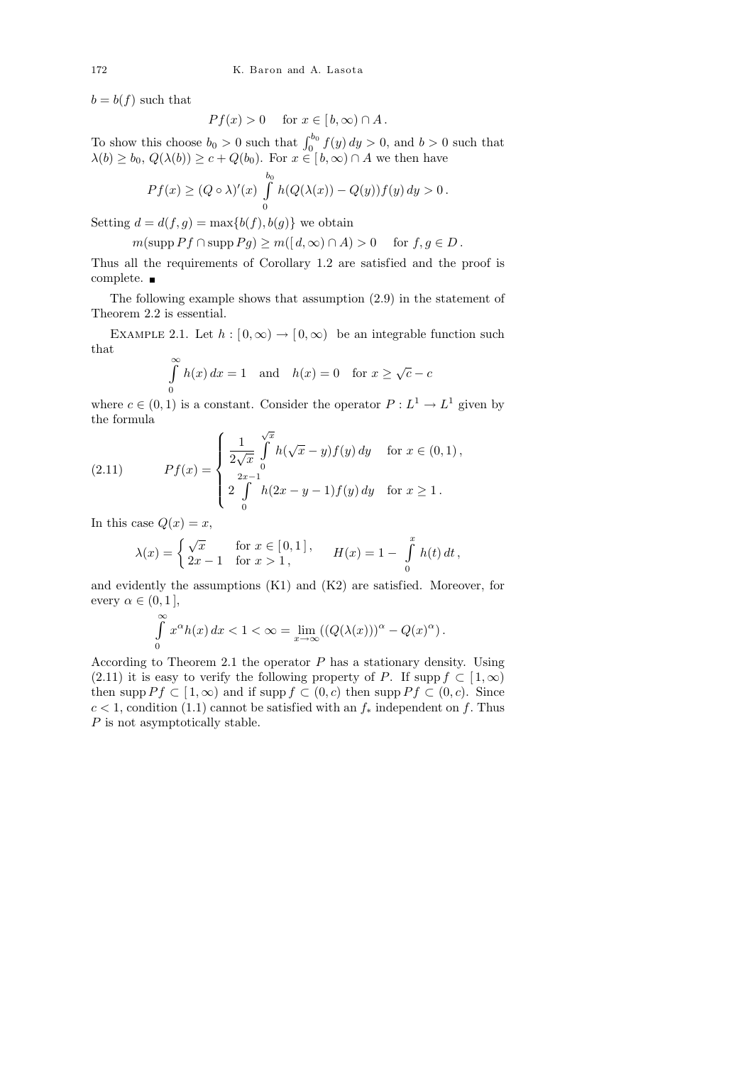$b = b(f)$ such that

$$Pf(x) > 0 \quad \text{for } x \in [b, \infty) \cap A\,.$$

To show this choose $b_0 > 0$ such that $\int_0^{b_0} f(y)\,dy > 0$, and $b > 0$ such that $\lambda(b) \ge b_0$, $Q(\lambda(b)) \ge c + Q(b_0)$. For $x \in [b, \infty) \cap A$ we then have

$$Pf(x) \ge (Q \circ \lambda)'(x) \int\limits_0^{b_0} h(Q(\lambda(x)) - Q(y)) f(y)\,dy > 0\,.$$

Setting $d = d(f, g) = \max\{b(f), b(g)\}$ we obtain

$$m(\operatorname{supp} Pf \cap \operatorname{supp} Pg) \ge m([d, \infty) \cap A) > 0 \quad \text{for } f, g \in D\,.$$

Thus all the requirements of Corollary 1.2 are satisfied and the proof is complete. ∎

The following example shows that assumption (2.9) in the statement of Theorem 2.2 is essential.

Example 2.1. Let $h : [0, \infty) \to [0, \infty)$ be an integrable function such that

$$\int\limits_0^\infty h(x)\,dx = 1 \quad \text{and} \quad h(x) = 0 \quad \text{for } x \ge \sqrt{c} - c$$

where $c \in (0, 1)$ is a constant. Consider the operator $P : L^1 \to L^1$ given by the formula

$$Pf(x) = \begin{cases} \dfrac{1}{2\sqrt{x}} \displaystyle\int\limits_0^{\sqrt{x}} h(\sqrt{x} - y) f(y)\,dy & \text{for } x \in (0, 1)\,, \\ 2 \displaystyle\int\limits_0^{2x-1} h(2x - y - 1) f(y)\,dy & \text{for } x \ge 1\,. \end{cases} \tag{2.11}$$

In this case $Q(x) = x$,

$$\lambda(x) = \begin{cases} \sqrt{x} & \text{for } x \in [0, 1]\,, \\ 2x - 1 & \text{for } x > 1\,, \end{cases} \qquad H(x) = 1 - \int\limits_0^x h(t)\,dt\,,$$

and evidently the assumptions (K1) and (K2) are satisfied. Moreover, for every $\alpha \in (0, 1]$,

$$\int\limits_0^\infty x^\alpha h(x)\,dx < 1 < \infty = \lim_{x \to \infty} ((Q(\lambda(x)))^\alpha - Q(x)^\alpha)\,.$$

According to Theorem 2.1 the operator $P$ has a stationary density. Using (2.11) it is easy to verify the following property of $P$. If $\operatorname{supp} f \subset [1, \infty)$ then $\operatorname{supp} Pf \subset [1, \infty)$ and if $\operatorname{supp} f \subset (0, c)$ then $\operatorname{supp} Pf \subset (0, c)$. Since $c < 1$, condition (1.1) cannot be satisfied with an $f_*$ independent on $f$. Thus $P$ is not asymptotically stable.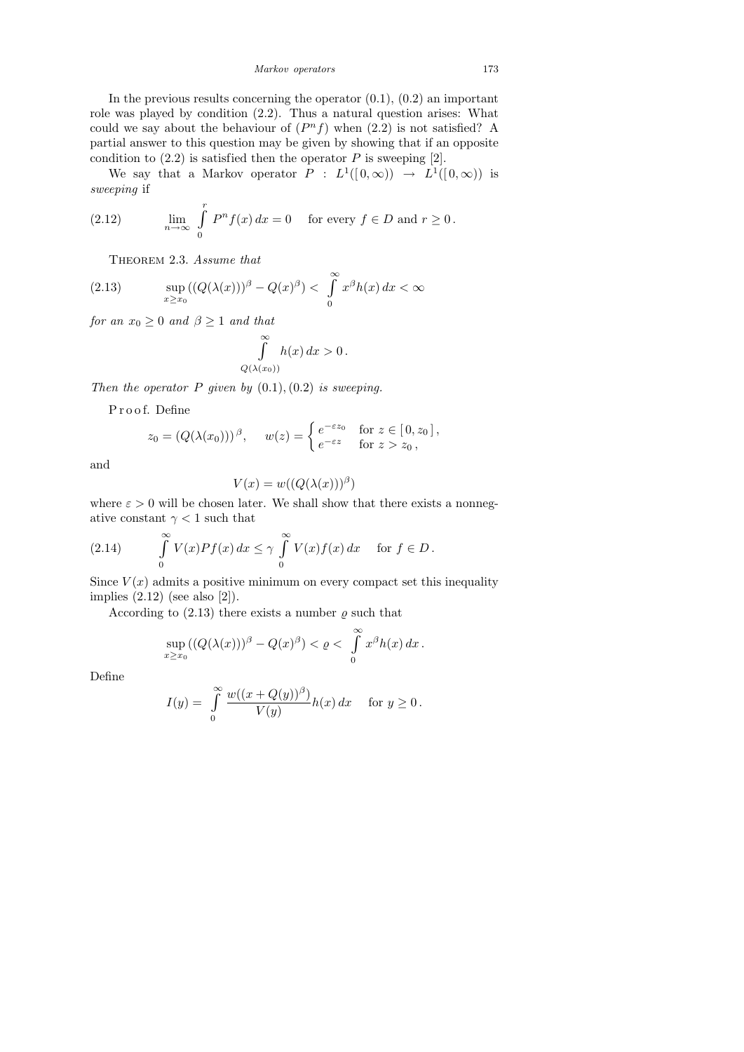In the previous results concerning the operator (0.1), (0.2) an important role was played by condition (2.2). Thus a natural question arises: What could we say about the behaviour of $(P^n f)$ when (2.2) is not satisfied? A partial answer to this question may be given by showing that if an opposite condition to (2.2) is satisfied then the operator $P$ is sweeping [2].

We say that a Markov operator $P : L^1([0,\infty)) \to L^1([0,\infty))$ is *sweeping* if

$$\lim_{n\to\infty} \int_0^r P^n f(x)\,dx = 0 \quad \text{for every } f \in D \text{ and } r \ge 0\,. \tag{2.12}$$

Theorem 2.3. *Assume that*

$$\sup_{x\ge x_0} \big((Q(\lambda(x)))^\beta - Q(x)^\beta\big) < \int_0^\infty x^\beta h(x)\,dx < \infty \tag{2.13}$$

*for an $x_0 \ge 0$ and $\beta \ge 1$ and that*

$$\int_{Q(\lambda(x_0))}^\infty h(x)\,dx > 0\,.$$

*Then the operator $P$ given by* (0.1), (0.2) *is sweeping.*

Proof. Define

$$z_0 = (Q(\lambda(x_0)))^\beta, \qquad w(z) = \begin{cases} e^{-\varepsilon z_0} & \text{for } z \in [0, z_0]\,, \\ e^{-\varepsilon z} & \text{for } z > z_0\,, \end{cases}$$

and

$$V(x) = w((Q(\lambda(x)))^\beta)$$

where $\varepsilon > 0$ will be chosen later. We shall show that there exists a nonnegative constant $\gamma < 1$ such that

$$\int_0^\infty V(x) Pf(x)\,dx \le \gamma \int_0^\infty V(x) f(x)\,dx \quad \text{for } f \in D\,. \tag{2.14}$$

Since $V(x)$ admits a positive minimum on every compact set this inequality implies (2.12) (see also [2]).

According to (2.13) there exists a number $\varrho$ such that

$$\sup_{x\ge x_0} \big((Q(\lambda(x)))^\beta - Q(x)^\beta\big) < \varrho < \int_0^\infty x^\beta h(x)\,dx\,.$$

Define

$$I(y) = \int_0^\infty \frac{w((x+Q(y))^\beta)}{V(y)} h(x)\,dx \quad \text{for } y \ge 0\,.$$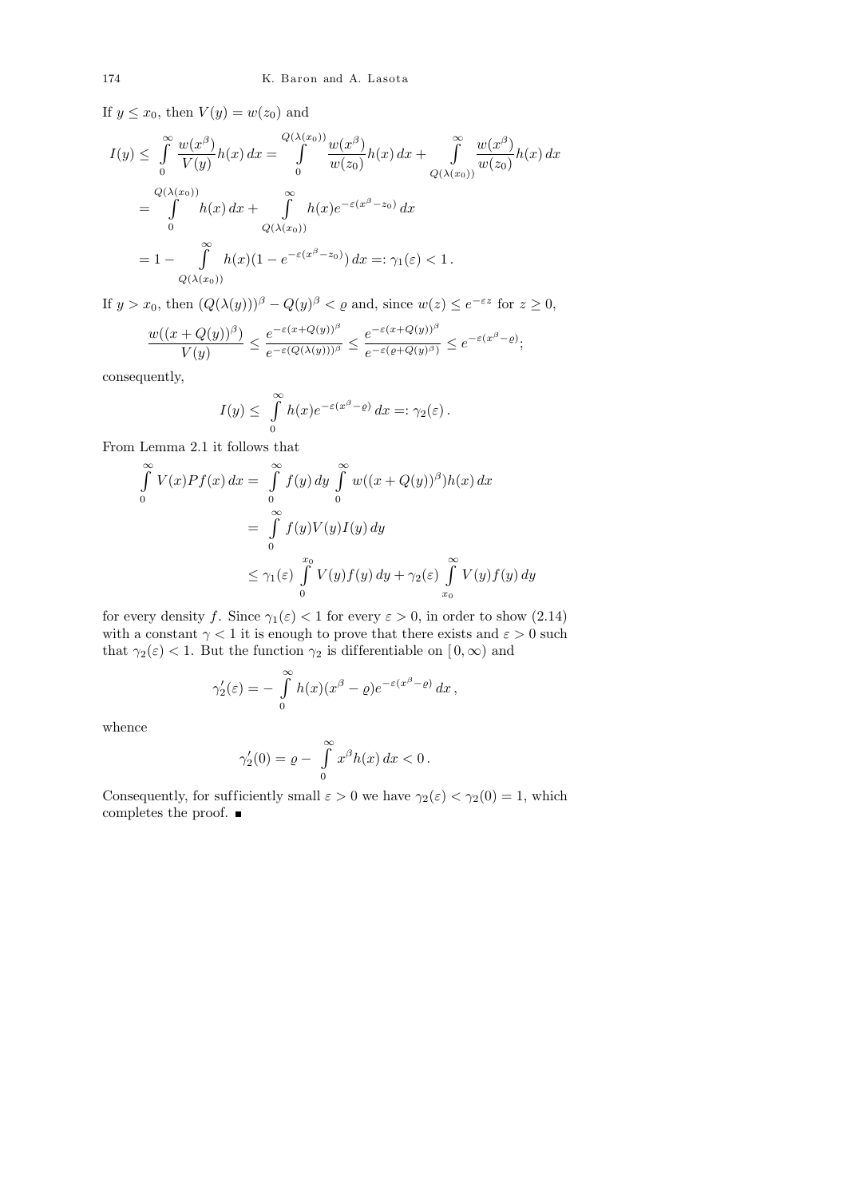If $y \le x_0$, then $V(y) = w(z_0)$ and

$$
\begin{aligned}
I(y) &\le \int_0^\infty \frac{w(x^\beta)}{V(y)} h(x)\,dx = \int_0^{Q(\lambda(x_0))} \frac{w(x^\beta)}{w(z_0)} h(x)\,dx + \int_{Q(\lambda(x_0))}^\infty \frac{w(x^\beta)}{w(z_0)} h(x)\,dx \\
&= \int_0^{Q(\lambda(x_0))} h(x)\,dx + \int_{Q(\lambda(x_0))}^\infty h(x) e^{-\varepsilon(x^\beta - z_0)}\,dx \\
&= 1 - \int_{Q(\lambda(x_0))}^\infty h(x)(1 - e^{-\varepsilon(x^\beta - z_0)})\,dx =: \gamma_1(\varepsilon) < 1\,.
\end{aligned}
$$

If $y > x_0$, then $(Q(\lambda(y)))^\beta - Q(y)^\beta < \varrho$ and, since $w(z) \le e^{-\varepsilon z}$ for $z \ge 0$,

$$
\frac{w((x+Q(y))^\beta)}{V(y)} \le \frac{e^{-\varepsilon(x+Q(y))^\beta}}{e^{-\varepsilon(Q(\lambda(y)))^\beta}} \le \frac{e^{-\varepsilon(x+Q(y))^\beta}}{e^{-\varepsilon(\varrho + Q(y)^\beta)}} \le e^{-\varepsilon(x^\beta - \varrho)};
$$

consequently,

$$
I(y) \le \int_0^\infty h(x) e^{-\varepsilon(x^\beta - \varrho)}\,dx =: \gamma_2(\varepsilon)\,.
$$

From Lemma 2.1 it follows that

$$
\begin{aligned}
\int_0^\infty V(x) Pf(x)\,dx &= \int_0^\infty f(y)\,dy \int_0^\infty w((x+Q(y))^\beta) h(x)\,dx \\
&= \int_0^\infty f(y) V(y) I(y)\,dy \\
&\le \gamma_1(\varepsilon) \int_0^{x_0} V(y) f(y)\,dy + \gamma_2(\varepsilon) \int_{x_0}^\infty V(y) f(y)\,dy
\end{aligned}
$$

for every density $f$. Since $\gamma_1(\varepsilon) < 1$ for every $\varepsilon > 0$, in order to show (2.14) with a constant $\gamma < 1$ it is enough to prove that there exists and $\varepsilon > 0$ such that $\gamma_2(\varepsilon) < 1$. But the function $\gamma_2$ is differentiable on $[0, \infty)$ and

$$
\gamma_2'(\varepsilon) = -\int_0^\infty h(x)(x^\beta - \varrho) e^{-\varepsilon(x^\beta - \varrho)}\,dx\,,
$$

whence

$$
\gamma_2'(0) = \varrho - \int_0^\infty x^\beta h(x)\,dx < 0\,.
$$

Consequently, for sufficiently small $\varepsilon > 0$ we have $\gamma_2(\varepsilon) < \gamma_2(0) = 1$, which completes the proof. ■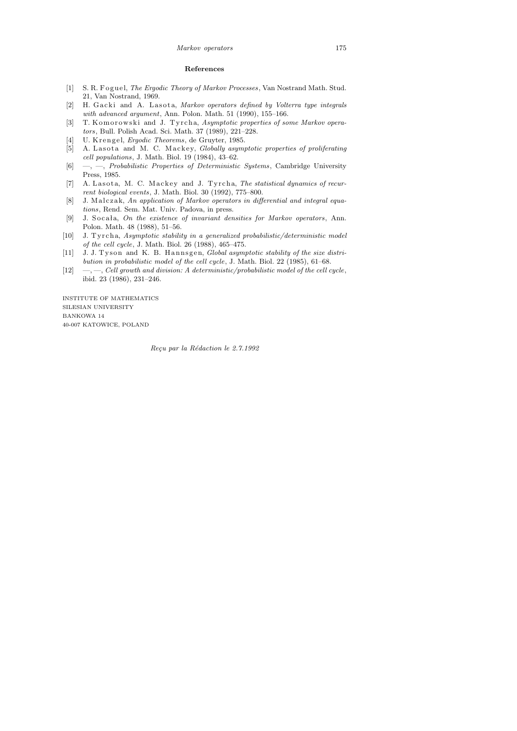## References

[1] S. R. Foguel, *The Ergodic Theory of Markov Processes*, Van Nostrand Math. Stud. 21, Van Nostrand, 1969.

[2] H. Gacki and A. Lasota, *Markov operators defined by Volterra type integrals with advanced argument*, Ann. Polon. Math. 51 (1990), 155–166.

[3] T. Komorowski and J. Tyrcha, *Asymptotic properties of some Markov operators*, Bull. Polish Acad. Sci. Math. 37 (1989), 221–228.

[4] U. Krengel, *Ergodic Theorems*, de Gruyter, 1985.

[5] A. Lasota and M. C. Mackey, *Globally asymptotic properties of proliferating cell populations*, J. Math. Biol. 19 (1984), 43–62.

[6] —, —, *Probabilistic Properties of Deterministic Systems*, Cambridge University Press, 1985.

[7] A. Lasota, M. C. Mackey and J. Tyrcha, *The statistical dynamics of recurrent biological events*, J. Math. Biol. 30 (1992), 775–800.

[8] J. Malczak, *An application of Markov operators in differential and integral equations*, Rend. Sem. Mat. Univ. Padova, in press.

[9] J. Socała, *On the existence of invariant densities for Markov operators*, Ann. Polon. Math. 48 (1988), 51–56.

[10] J. Tyrcha, *Asymptotic stability in a generalized probabilistic/deterministic model of the cell cycle*, J. Math. Biol. 26 (1988), 465–475.

[11] J. J. Tyson and K. B. Hannsgen, *Global asymptotic stability of the size distribution in probabilistic model of the cell cycle*, J. Math. Biol. 22 (1985), 61–68.

[12] —, —, *Cell growth and division: A deterministic/probabilistic model of the cell cycle*, ibid. 23 (1986), 231–246.

INSTITUTE OF MATHEMATICS
SILESIAN UNIVERSITY
BANKOWA 14
40-007 KATOWICE, POLAND

*Reçu par la Rédaction le 2.7.1992*